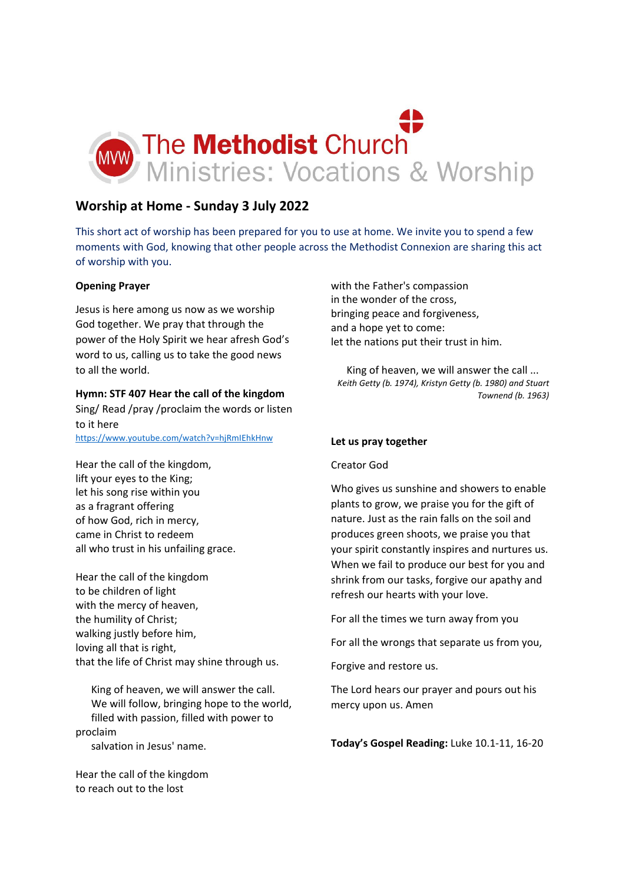The Methodist Church
Ministries: Vocations & Worship

## Worship at Home - Sunday 3 July 2022

This short act of worship has been prepared for you to use at home. We invite you to spend a few moments with God, knowing that other people across the Methodist Connexion are sharing this act of worship with you.

**Opening Prayer**

Jesus is here among us now as we worship God together. We pray that through the power of the Holy Spirit we hear afresh God's word to us, calling us to take the good news to all the world.

**Hymn: STF 407 Hear the call of the kingdom**

Sing/ Read /pray /proclaim the words or listen to it here
https://www.youtube.com/watch?v=hjRmIEhkHnw

Hear the call of the kingdom,
lift your eyes to the King;
let his song rise within you
as a fragrant offering
of how God, rich in mercy,
came in Christ to redeem
all who trust in his unfailing grace.

Hear the call of the kingdom
to be children of light
with the mercy of heaven,
the humility of Christ;
walking justly before him,
loving all that is right,
that the life of Christ may shine through us.

King of heaven, we will answer the call.
We will follow, bringing hope to the world,
filled with passion, filled with power to proclaim
salvation in Jesus' name.

Hear the call of the kingdom
to reach out to the lost
with the Father's compassion
in the wonder of the cross,
bringing peace and forgiveness,
and a hope yet to come:
let the nations put their trust in him.

King of heaven, we will answer the call ...

*Keith Getty (b. 1974), Kristyn Getty (b. 1980) and Stuart Townend (b. 1963)*

**Let us pray together**

Creator God

Who gives us sunshine and showers to enable plants to grow, we praise you for the gift of nature. Just as the rain falls on the soil and produces green shoots, we praise you that your spirit constantly inspires and nurtures us. When we fail to produce our best for you and shrink from our tasks, forgive our apathy and refresh our hearts with your love.

For all the times we turn away from you

For all the wrongs that separate us from you,

Forgive and restore us.

The Lord hears our prayer and pours out his mercy upon us. Amen

**Today's Gospel Reading:** Luke 10.1-11, 16-20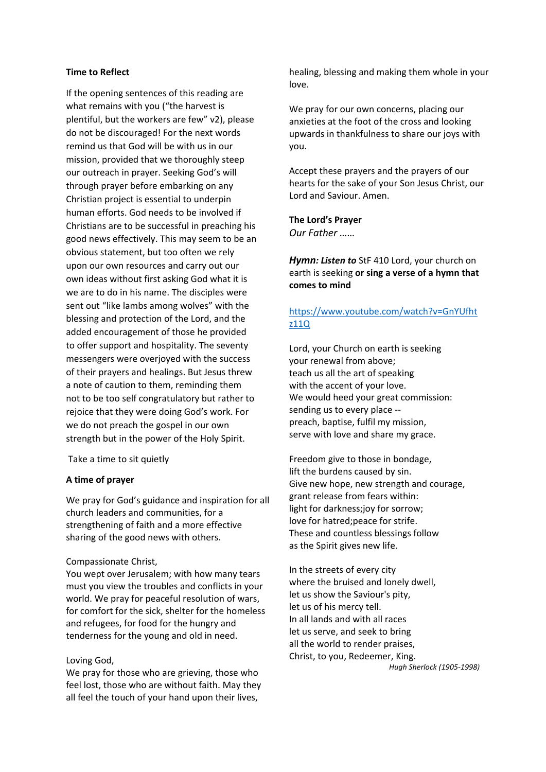**Time to Reflect**

If the opening sentences of this reading are what remains with you ("the harvest is plentiful, but the workers are few" v2), please do not be discouraged! For the next words remind us that God will be with us in our mission, provided that we thoroughly steep our outreach in prayer. Seeking God's will through prayer before embarking on any Christian project is essential to underpin human efforts. God needs to be involved if Christians are to be successful in preaching his good news effectively. This may seem to be an obvious statement, but too often we rely upon our own resources and carry out our own ideas without first asking God what it is we are to do in his name. The disciples were sent out "like lambs among wolves" with the blessing and protection of the Lord, and the added encouragement of those he provided to offer support and hospitality. The seventy messengers were overjoyed with the success of their prayers and healings. But Jesus threw a note of caution to them, reminding them not to be too self congratulatory but rather to rejoice that they were doing God's work. For we do not preach the gospel in our own strength but in the power of the Holy Spirit.

Take a time to sit quietly

**A time of prayer**

We pray for God's guidance and inspiration for all church leaders and communities, for a strengthening of faith and a more effective sharing of the good news with others.

Compassionate Christ,
You wept over Jerusalem; with how many tears must you view the troubles and conflicts in your world. We pray for peaceful resolution of wars, for comfort for the sick, shelter for the homeless and refugees, for food for the hungry and tenderness for the young and old in need.

Loving God,
We pray for those who are grieving, those who feel lost, those who are without faith. May they all feel the touch of your hand upon their lives, healing, blessing and making them whole in your love.

We pray for our own concerns, placing our anxieties at the foot of the cross and looking upwards in thankfulness to share our joys with you.

Accept these prayers and the prayers of our hearts for the sake of your Son Jesus Christ, our Lord and Saviour. Amen.

**The Lord's Prayer**
*Our Father ……*

***Hymn: Listen to*** StF 410 Lord, your church on earth is seeking **or sing a verse of a hymn that comes to mind**

[https://www.youtube.com/watch?v=GnYUfhtz11Q](https://www.youtube.com/watch?v=GnYUfhtz11Q)

Lord, your Church on earth is seeking
your renewal from above;
teach us all the art of speaking
with the accent of your love.
We would heed your great commission:
sending us to every place --
preach, baptise, fulfil my mission,
serve with love and share my grace.

Freedom give to those in bondage,
lift the burdens caused by sin.
Give new hope, new strength and courage,
grant release from fears within:
light for darkness;joy for sorrow;
love for hatred;peace for strife.
These and countless blessings follow
as the Spirit gives new life.

In the streets of every city
where the bruised and lonely dwell,
let us show the Saviour's pity,
let us of his mercy tell.
In all lands and with all races
let us serve, and seek to bring
all the world to render praises,
Christ, to you, Redeemer, King.

*Hugh Sherlock (1905-1998)*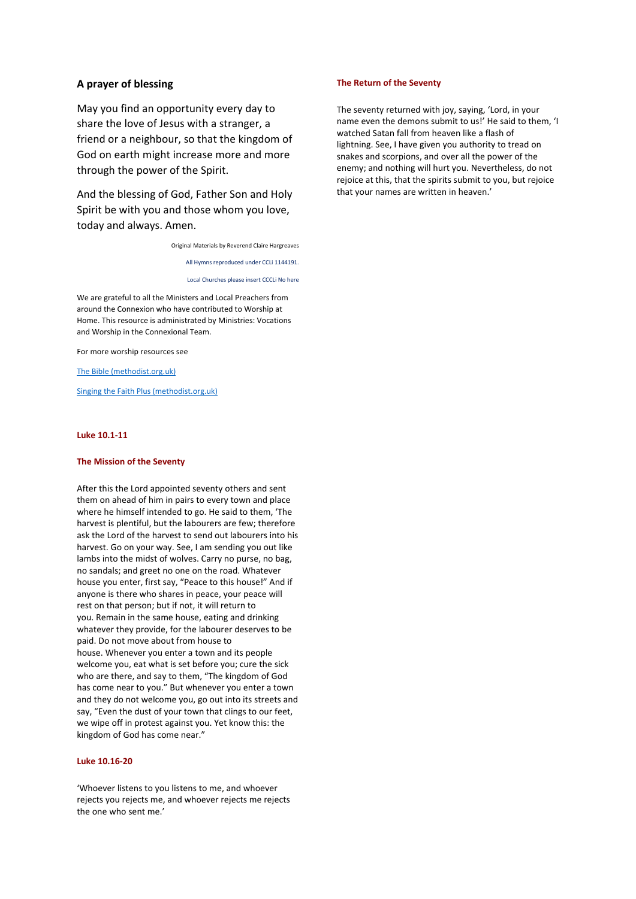## A prayer of blessing

May you find an opportunity every day to share the love of Jesus with a stranger, a friend or a neighbour, so that the kingdom of God on earth might increase more and more through the power of the Spirit.

And the blessing of God, Father Son and Holy Spirit be with you and those whom you love, today and always. Amen.

Original Materials by Reverend Claire Hargreaves

All Hymns reproduced under CCLi 1144191.

Local Churches please insert CCCLi No here

We are grateful to all the Ministers and Local Preachers from around the Connexion who have contributed to Worship at Home. This resource is administrated by Ministries: Vocations and Worship in the Connexional Team.

For more worship resources see

[The Bible (methodist.org.uk)](The Bible (methodist.org.uk))

[Singing the Faith Plus (methodist.org.uk)](Singing the Faith Plus (methodist.org.uk))

**Luke 10.1-11**

**The Mission of the Seventy**

After this the Lord appointed seventy others and sent them on ahead of him in pairs to every town and place where he himself intended to go. He said to them, 'The harvest is plentiful, but the labourers are few; therefore ask the Lord of the harvest to send out labourers into his harvest. Go on your way. See, I am sending you out like lambs into the midst of wolves. Carry no purse, no bag, no sandals; and greet no one on the road. Whatever house you enter, first say, "Peace to this house!" And if anyone is there who shares in peace, your peace will rest on that person; but if not, it will return to you. Remain in the same house, eating and drinking whatever they provide, for the labourer deserves to be paid. Do not move about from house to house. Whenever you enter a town and its people welcome you, eat what is set before you; cure the sick who are there, and say to them, "The kingdom of God has come near to you." But whenever you enter a town and they do not welcome you, go out into its streets and say, "Even the dust of your town that clings to our feet, we wipe off in protest against you. Yet know this: the kingdom of God has come near."

**Luke 10.16-20**

'Whoever listens to you listens to me, and whoever rejects you rejects me, and whoever rejects me rejects the one who sent me.'

**The Return of the Seventy**

The seventy returned with joy, saying, 'Lord, in your name even the demons submit to us!' He said to them, 'I watched Satan fall from heaven like a flash of lightning. See, I have given you authority to tread on snakes and scorpions, and over all the power of the enemy; and nothing will hurt you. Nevertheless, do not rejoice at this, that the spirits submit to you, but rejoice that your names are written in heaven.'